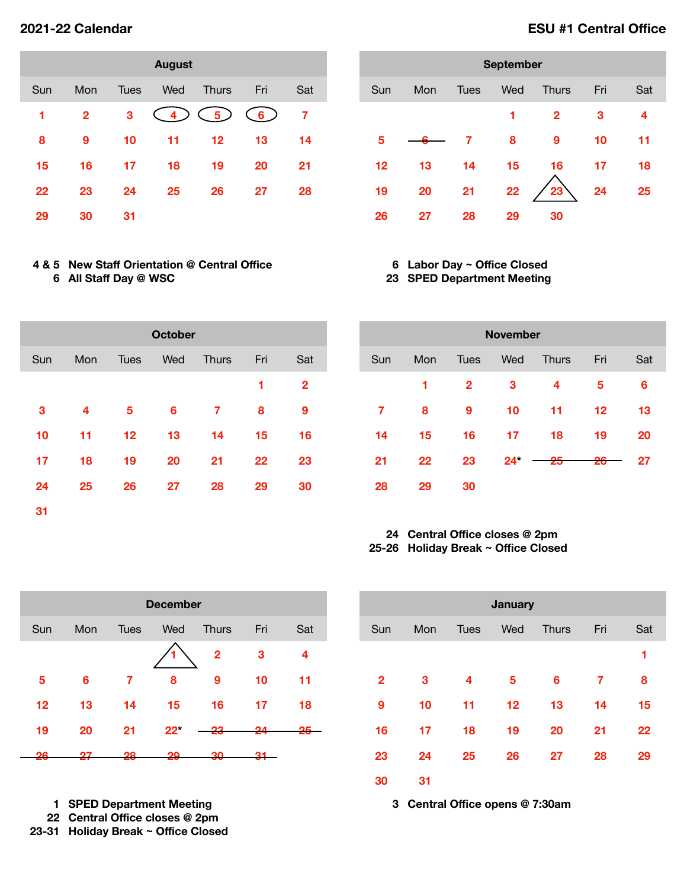# 2021-22 Calendar

## ESU #1 Central Office

### August

| Sun | Mon | Tues | Wed | Thurs | Fri | Sat |
|---|---|---|---|---|---|---|
| 1 | 2 | 3 | 4 | 5 | 6 | 7 |
| 8 | 9 | 10 | 11 | 12 | 13 | 14 |
| 15 | 16 | 17 | 18 | 19 | 20 | 21 |
| 22 | 23 | 24 | 25 | 26 | 27 | 28 |
| 29 | 30 | 31 | | | | |

**4 & 5** New Staff Orientation @ Central Office
**6** All Staff Day @ WSC

### September

| Sun | Mon | Tues | Wed | Thurs | Fri | Sat |
|---|---|---|---|---|---|---|
| | | | 1 | 2 | 3 | 4 |
| 5 | ~~6~~ | 7 | 8 | 9 | 10 | 11 |
| 12 | 13 | 14 | 15 | 16 | 17 | 18 |
| 19 | 20 | 21 | 22 | 23 | 24 | 25 |
| 26 | 27 | 28 | 29 | 30 | | |

**6** Labor Day ~ Office Closed
**23** SPED Department Meeting

### October

| Sun | Mon | Tues | Wed | Thurs | Fri | Sat |
|---|---|---|---|---|---|---|
| | | | | | 1 | 2 |
| 3 | 4 | 5 | 6 | 7 | 8 | 9 |
| 10 | 11 | 12 | 13 | 14 | 15 | 16 |
| 17 | 18 | 19 | 20 | 21 | 22 | 23 |
| 24 | 25 | 26 | 27 | 28 | 29 | 30 |
| 31 | | | | | | |

### November

| Sun | Mon | Tues | Wed | Thurs | Fri | Sat |
|---|---|---|---|---|---|---|
| | 1 | 2 | 3 | 4 | 5 | 6 |
| 7 | 8 | 9 | 10 | 11 | 12 | 13 |
| 14 | 15 | 16 | 17 | 18 | 19 | 20 |
| 21 | 22 | 23 | 24* | ~~25~~ | ~~26~~ | 27 |
| 28 | 29 | 30 | | | | |

**24** Central Office closes @ 2pm
**25-26** Holiday Break ~ Office Closed

### December

| Sun | Mon | Tues | Wed | Thurs | Fri | Sat |
|---|---|---|---|---|---|---|
| | | | 1 | 2 | 3 | 4 |
| 5 | 6 | 7 | 8 | 9 | 10 | 11 |
| 12 | 13 | 14 | 15 | 16 | 17 | 18 |
| 19 | 20 | 21 | 22* | ~~23~~ | ~~24~~ | ~~25~~ |
| ~~26~~ | ~~27~~ | ~~28~~ | ~~29~~ | ~~30~~ | ~~31~~ | |

**1** SPED Department Meeting
**22** Central Office closes @ 2pm
**23-31** Holiday Break ~ Office Closed

### January

| Sun | Mon | Tues | Wed | Thurs | Fri | Sat |
|---|---|---|---|---|---|---|
| | | | | | | 1 |
| 2 | 3 | 4 | 5 | 6 | 7 | 8 |
| 9 | 10 | 11 | 12 | 13 | 14 | 15 |
| 16 | 17 | 18 | 19 | 20 | 21 | 22 |
| 23 | 24 | 25 | 26 | 27 | 28 | 29 |
| 30 | 31 | | | | | |

**3** Central Office opens @ 7:30am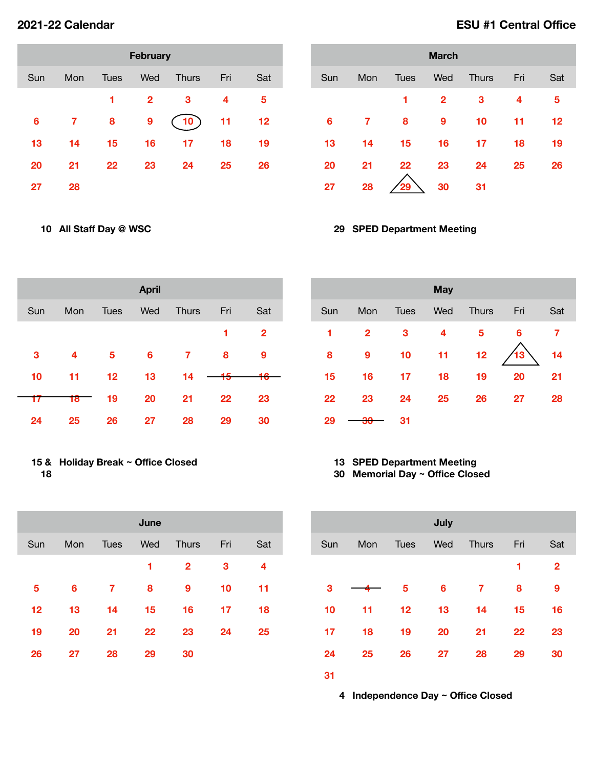# 2021-22 Calendar

## ESU #1 Central Office

### February

| Sun | Mon | Tues | Wed | Thurs | Fri | Sat |
|---|---|---|---|---|---|---|
| | | 1 | 2 | 3 | 4 | 5 |
| 6 | 7 | 8 | 9 | 10 | 11 | 12 |
| 13 | 14 | 15 | 16 | 17 | 18 | 19 |
| 20 | 21 | 22 | 23 | 24 | 25 | 26 |
| 27 | 28 | | | | | |

**10 All Staff Day @ WSC**

### March

| Sun | Mon | Tues | Wed | Thurs | Fri | Sat |
|---|---|---|---|---|---|---|
| | | 1 | 2 | 3 | 4 | 5 |
| 6 | 7 | 8 | 9 | 10 | 11 | 12 |
| 13 | 14 | 15 | 16 | 17 | 18 | 19 |
| 20 | 21 | 22 | 23 | 24 | 25 | 26 |
| 27 | 28 | 29 | 30 | 31 | | |

**29 SPED Department Meeting**

### April

| Sun | Mon | Tues | Wed | Thurs | Fri | Sat |
|---|---|---|---|---|---|---|
| | | | | | 1 | 2 |
| 3 | 4 | 5 | 6 | 7 | 8 | 9 |
| 10 | 11 | 12 | 13 | 14 | ~~15~~ | ~~16~~ |
| ~~17~~ | ~~18~~ | 19 | 20 | 21 | 22 | 23 |
| 24 | 25 | 26 | 27 | 28 | 29 | 30 |

**15 & 18 Holiday Break ~ Office Closed**

### May

| Sun | Mon | Tues | Wed | Thurs | Fri | Sat |
|---|---|---|---|---|---|---|
| 1 | 2 | 3 | 4 | 5 | 6 | 7 |
| 8 | 9 | 10 | 11 | 12 | 13 | 14 |
| 15 | 16 | 17 | 18 | 19 | 20 | 21 |
| 22 | 23 | 24 | 25 | 26 | 27 | 28 |
| 29 | ~~30~~ | 31 | | | | |

**13 SPED Department Meeting**
**30 Memorial Day ~ Office Closed**

### June

| Sun | Mon | Tues | Wed | Thurs | Fri | Sat |
|---|---|---|---|---|---|---|
| | | | 1 | 2 | 3 | 4 |
| 5 | 6 | 7 | 8 | 9 | 10 | 11 |
| 12 | 13 | 14 | 15 | 16 | 17 | 18 |
| 19 | 20 | 21 | 22 | 23 | 24 | 25 |
| 26 | 27 | 28 | 29 | 30 | | |

### July

| Sun | Mon | Tues | Wed | Thurs | Fri | Sat |
|---|---|---|---|---|---|---|
| | | | | | 1 | 2 |
| 3 | ~~4~~ | 5 | 6 | 7 | 8 | 9 |
| 10 | 11 | 12 | 13 | 14 | 15 | 16 |
| 17 | 18 | 19 | 20 | 21 | 22 | 23 |
| 24 | 25 | 26 | 27 | 28 | 29 | 30 |
| 31 | | | | | | |

**4 Independence Day ~ Office Closed**